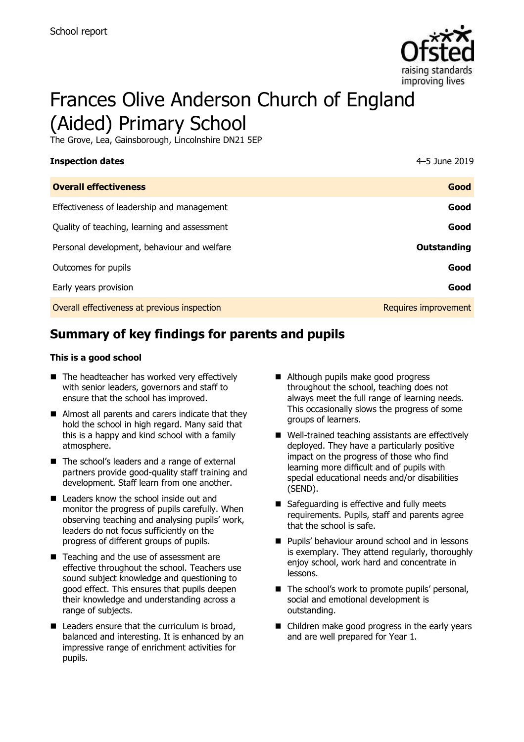School report

# Frances Olive Anderson Church of England (Aided) Primary School

The Grove, Lea, Gainsborough, Lincolnshire DN21 5EP

**Inspection dates** 4–5 June 2019

| **Overall effectiveness** | **Good** |
|---|---|
| Effectiveness of leadership and management | **Good** |
| Quality of teaching, learning and assessment | **Good** |
| Personal development, behaviour and welfare | **Outstanding** |
| Outcomes for pupils | **Good** |
| Early years provision | **Good** |
| Overall effectiveness at previous inspection | Requires improvement |

## Summary of key findings for parents and pupils

**This is a good school**

- The headteacher has worked very effectively with senior leaders, governors and staff to ensure that the school has improved.
- Almost all parents and carers indicate that they hold the school in high regard. Many said that this is a happy and kind school with a family atmosphere.
- The school's leaders and a range of external partners provide good-quality staff training and development. Staff learn from one another.
- Leaders know the school inside out and monitor the progress of pupils carefully. When observing teaching and analysing pupils' work, leaders do not focus sufficiently on the progress of different groups of pupils.
- Teaching and the use of assessment are effective throughout the school. Teachers use sound subject knowledge and questioning to good effect. This ensures that pupils deepen their knowledge and understanding across a range of subjects.
- Leaders ensure that the curriculum is broad, balanced and interesting. It is enhanced by an impressive range of enrichment activities for pupils.
- Although pupils make good progress throughout the school, teaching does not always meet the full range of learning needs. This occasionally slows the progress of some groups of learners.
- Well-trained teaching assistants are effectively deployed. They have a particularly positive impact on the progress of those who find learning more difficult and of pupils with special educational needs and/or disabilities (SEND).
- Safeguarding is effective and fully meets requirements. Pupils, staff and parents agree that the school is safe.
- Pupils' behaviour around school and in lessons is exemplary. They attend regularly, thoroughly enjoy school, work hard and concentrate in lessons.
- The school's work to promote pupils' personal, social and emotional development is outstanding.
- Children make good progress in the early years and are well prepared for Year 1.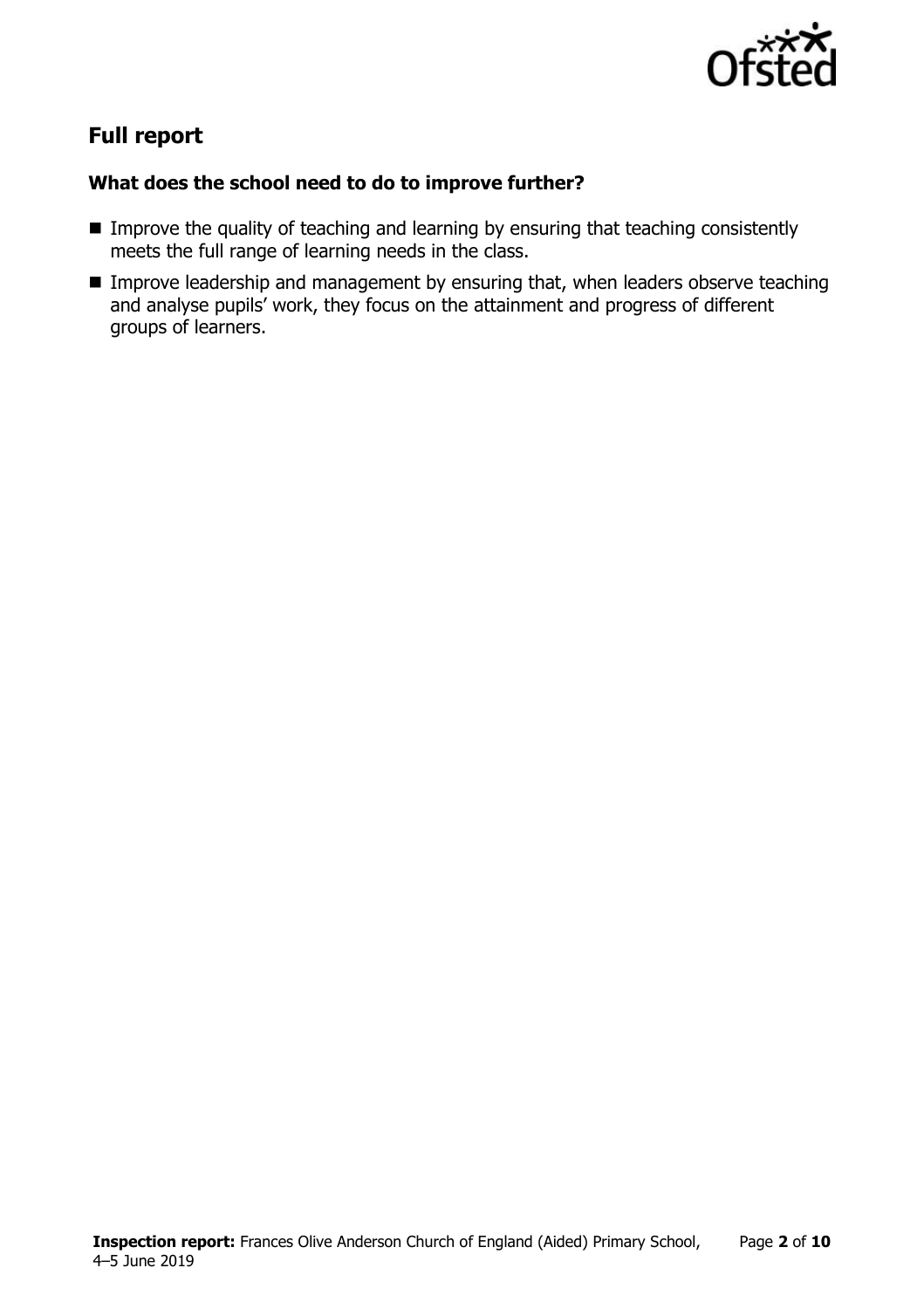## Full report

### What does the school need to do to improve further?

- Improve the quality of teaching and learning by ensuring that teaching consistently meets the full range of learning needs in the class.
- Improve leadership and management by ensuring that, when leaders observe teaching and analyse pupils' work, they focus on the attainment and progress of different groups of learners.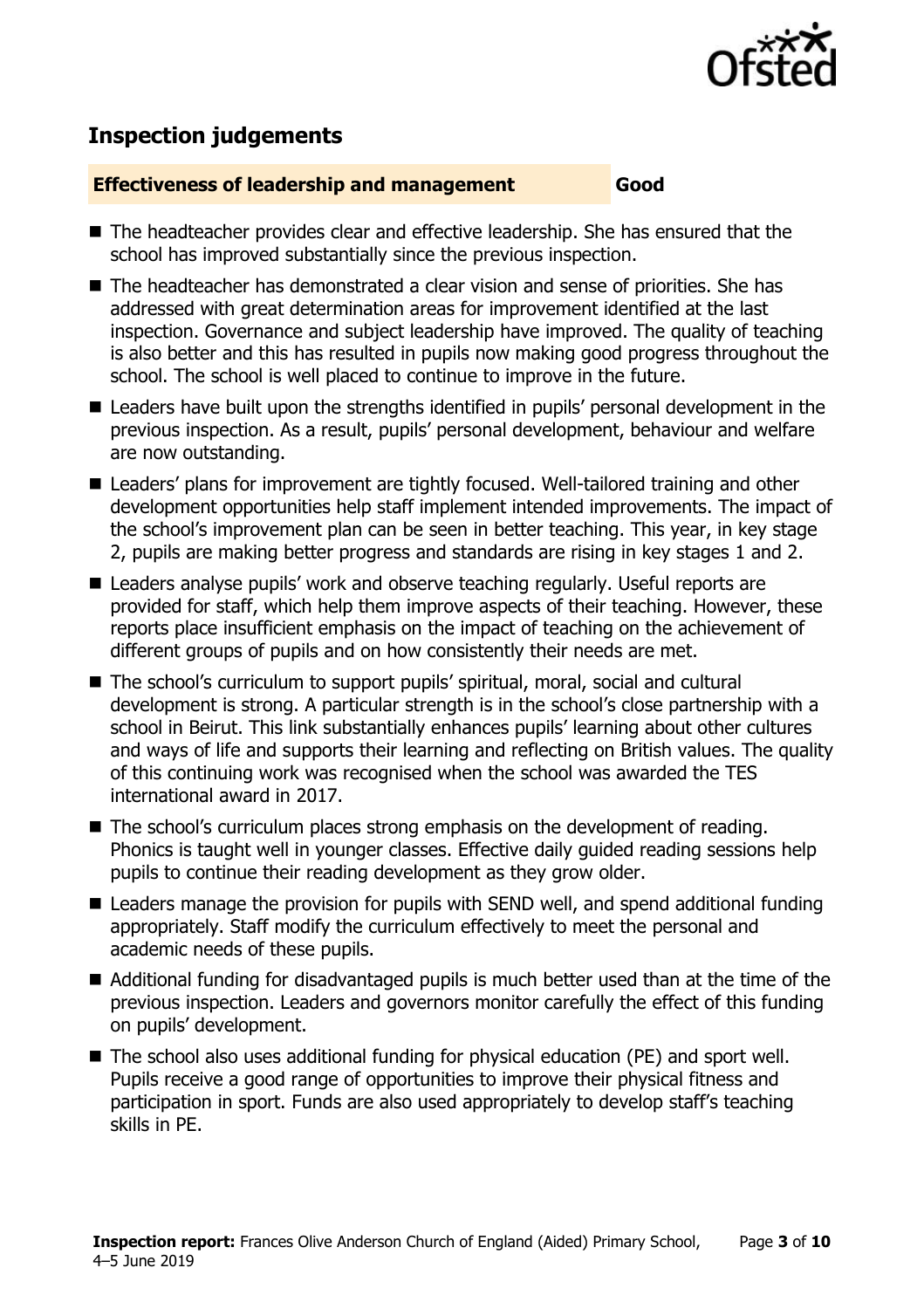## Inspection judgements

**Effectiveness of leadership and management** **Good**

- The headteacher provides clear and effective leadership. She has ensured that the school has improved substantially since the previous inspection.
- The headteacher has demonstrated a clear vision and sense of priorities. She has addressed with great determination areas for improvement identified at the last inspection. Governance and subject leadership have improved. The quality of teaching is also better and this has resulted in pupils now making good progress throughout the school. The school is well placed to continue to improve in the future.
- Leaders have built upon the strengths identified in pupils' personal development in the previous inspection. As a result, pupils' personal development, behaviour and welfare are now outstanding.
- Leaders' plans for improvement are tightly focused. Well-tailored training and other development opportunities help staff implement intended improvements. The impact of the school's improvement plan can be seen in better teaching. This year, in key stage 2, pupils are making better progress and standards are rising in key stages 1 and 2.
- Leaders analyse pupils' work and observe teaching regularly. Useful reports are provided for staff, which help them improve aspects of their teaching. However, these reports place insufficient emphasis on the impact of teaching on the achievement of different groups of pupils and on how consistently their needs are met.
- The school's curriculum to support pupils' spiritual, moral, social and cultural development is strong. A particular strength is in the school's close partnership with a school in Beirut. This link substantially enhances pupils' learning about other cultures and ways of life and supports their learning and reflecting on British values. The quality of this continuing work was recognised when the school was awarded the TES international award in 2017.
- The school's curriculum places strong emphasis on the development of reading. Phonics is taught well in younger classes. Effective daily guided reading sessions help pupils to continue their reading development as they grow older.
- Leaders manage the provision for pupils with SEND well, and spend additional funding appropriately. Staff modify the curriculum effectively to meet the personal and academic needs of these pupils.
- Additional funding for disadvantaged pupils is much better used than at the time of the previous inspection. Leaders and governors monitor carefully the effect of this funding on pupils' development.
- The school also uses additional funding for physical education (PE) and sport well. Pupils receive a good range of opportunities to improve their physical fitness and participation in sport. Funds are also used appropriately to develop staff's teaching skills in PE.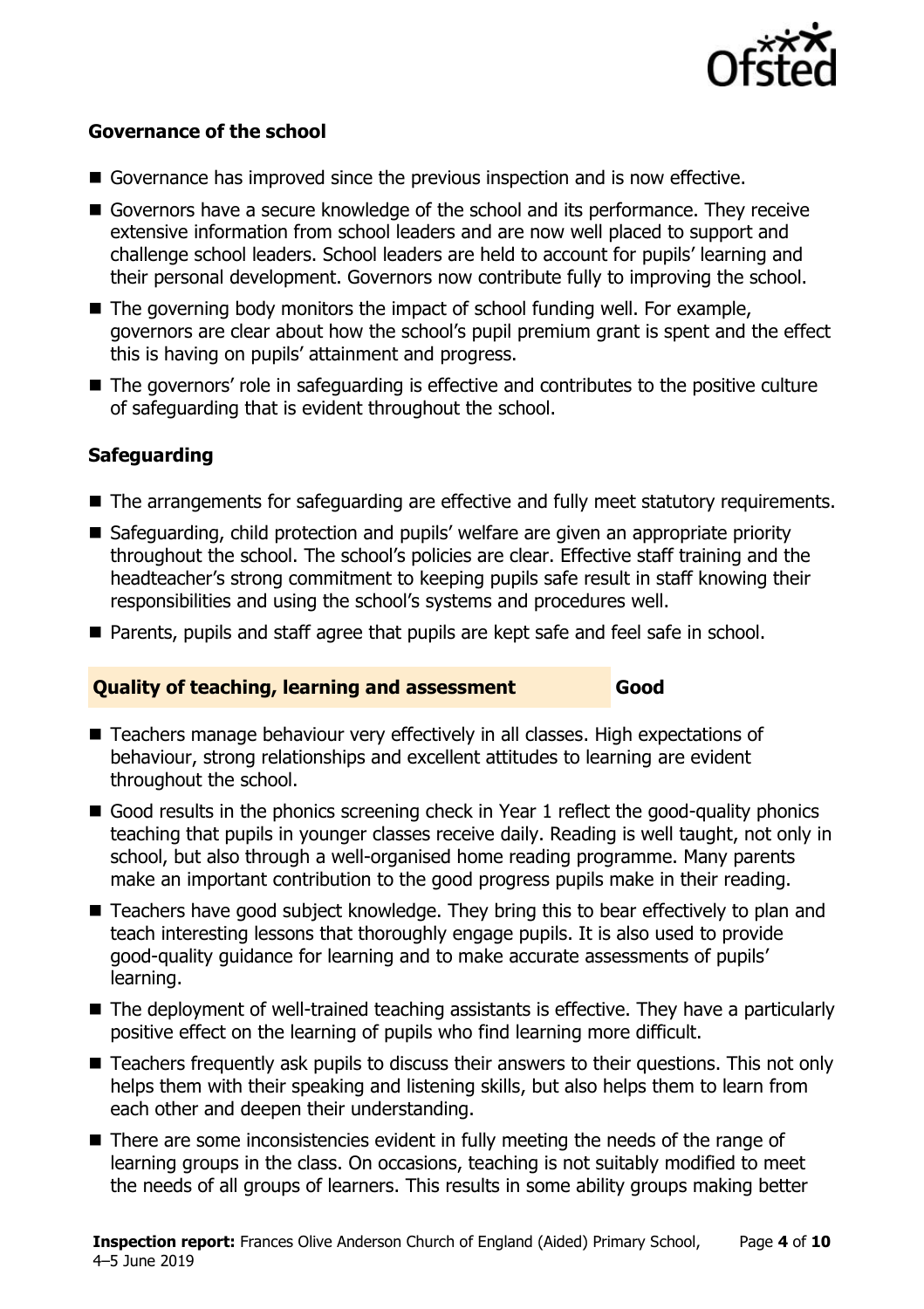### Governance of the school

- Governance has improved since the previous inspection and is now effective.
- Governors have a secure knowledge of the school and its performance. They receive extensive information from school leaders and are now well placed to support and challenge school leaders. School leaders are held to account for pupils' learning and their personal development. Governors now contribute fully to improving the school.
- The governing body monitors the impact of school funding well. For example, governors are clear about how the school's pupil premium grant is spent and the effect this is having on pupils' attainment and progress.
- The governors' role in safeguarding is effective and contributes to the positive culture of safeguarding that is evident throughout the school.

### Safeguarding

- The arrangements for safeguarding are effective and fully meet statutory requirements.
- Safeguarding, child protection and pupils' welfare are given an appropriate priority throughout the school. The school's policies are clear. Effective staff training and the headteacher's strong commitment to keeping pupils safe result in staff knowing their responsibilities and using the school's systems and procedures well.
- Parents, pupils and staff agree that pupils are kept safe and feel safe in school.

## Quality of teaching, learning and assessment — Good

- Teachers manage behaviour very effectively in all classes. High expectations of behaviour, strong relationships and excellent attitudes to learning are evident throughout the school.
- Good results in the phonics screening check in Year 1 reflect the good-quality phonics teaching that pupils in younger classes receive daily. Reading is well taught, not only in school, but also through a well-organised home reading programme. Many parents make an important contribution to the good progress pupils make in their reading.
- Teachers have good subject knowledge. They bring this to bear effectively to plan and teach interesting lessons that thoroughly engage pupils. It is also used to provide good-quality guidance for learning and to make accurate assessments of pupils' learning.
- The deployment of well-trained teaching assistants is effective. They have a particularly positive effect on the learning of pupils who find learning more difficult.
- Teachers frequently ask pupils to discuss their answers to their questions. This not only helps them with their speaking and listening skills, but also helps them to learn from each other and deepen their understanding.
- There are some inconsistencies evident in fully meeting the needs of the range of learning groups in the class. On occasions, teaching is not suitably modified to meet the needs of all groups of learners. This results in some ability groups making better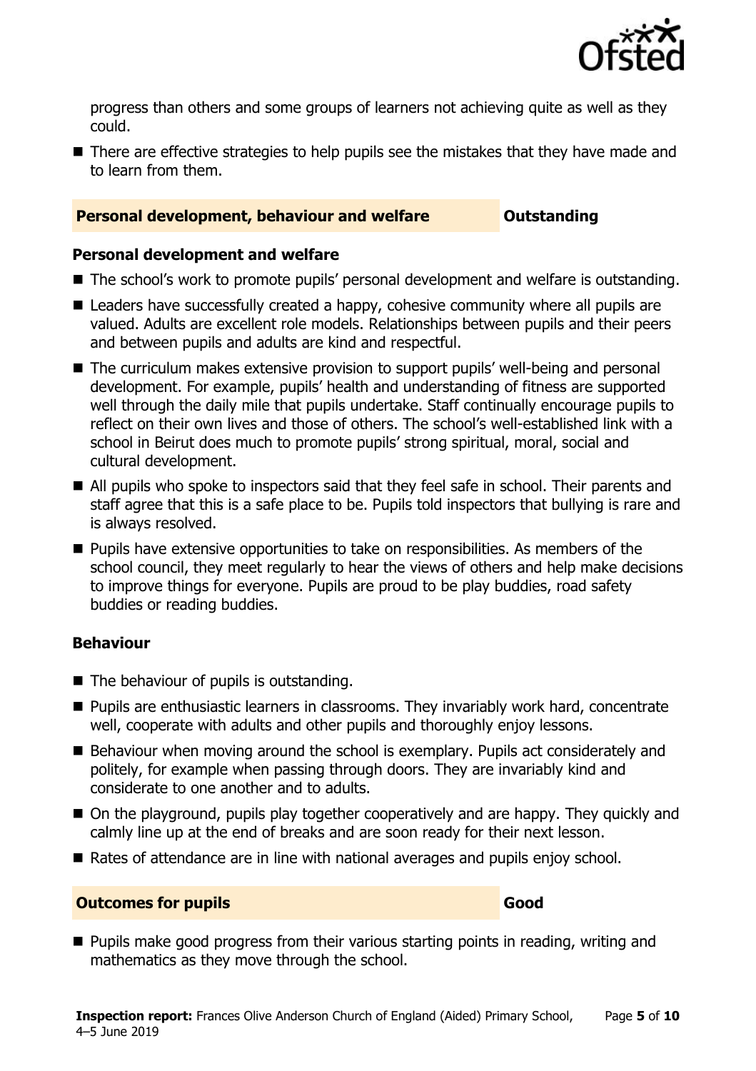progress than others and some groups of learners not achieving quite as well as they could.

- There are effective strategies to help pupils see the mistakes that they have made and to learn from them.

## Personal development, behaviour and welfare — Outstanding

### Personal development and welfare

- The school's work to promote pupils' personal development and welfare is outstanding.
- Leaders have successfully created a happy, cohesive community where all pupils are valued. Adults are excellent role models. Relationships between pupils and their peers and between pupils and adults are kind and respectful.
- The curriculum makes extensive provision to support pupils' well-being and personal development. For example, pupils' health and understanding of fitness are supported well through the daily mile that pupils undertake. Staff continually encourage pupils to reflect on their own lives and those of others. The school's well-established link with a school in Beirut does much to promote pupils' strong spiritual, moral, social and cultural development.
- All pupils who spoke to inspectors said that they feel safe in school. Their parents and staff agree that this is a safe place to be. Pupils told inspectors that bullying is rare and is always resolved.
- Pupils have extensive opportunities to take on responsibilities. As members of the school council, they meet regularly to hear the views of others and help make decisions to improve things for everyone. Pupils are proud to be play buddies, road safety buddies or reading buddies.

### Behaviour

- The behaviour of pupils is outstanding.
- Pupils are enthusiastic learners in classrooms. They invariably work hard, concentrate well, cooperate with adults and other pupils and thoroughly enjoy lessons.
- Behaviour when moving around the school is exemplary. Pupils act considerately and politely, for example when passing through doors. They are invariably kind and considerate to one another and to adults.
- On the playground, pupils play together cooperatively and are happy. They quickly and calmly line up at the end of breaks and are soon ready for their next lesson.
- Rates of attendance are in line with national averages and pupils enjoy school.

## Outcomes for pupils — Good

- Pupils make good progress from their various starting points in reading, writing and mathematics as they move through the school.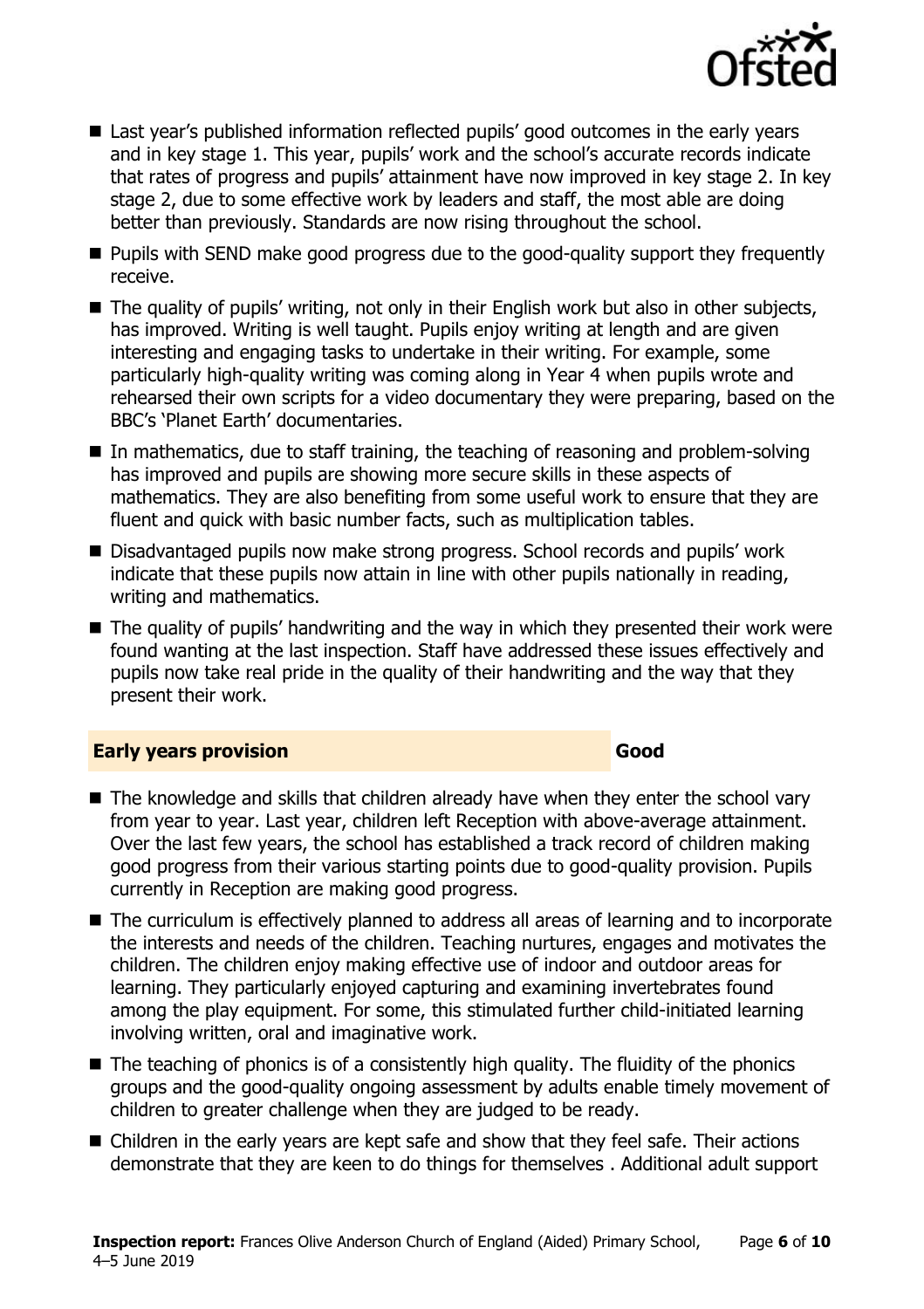- Last year's published information reflected pupils' good outcomes in the early years and in key stage 1. This year, pupils' work and the school's accurate records indicate that rates of progress and pupils' attainment have now improved in key stage 2. In key stage 2, due to some effective work by leaders and staff, the most able are doing better than previously. Standards are now rising throughout the school.
- Pupils with SEND make good progress due to the good-quality support they frequently receive.
- The quality of pupils' writing, not only in their English work but also in other subjects, has improved. Writing is well taught. Pupils enjoy writing at length and are given interesting and engaging tasks to undertake in their writing. For example, some particularly high-quality writing was coming along in Year 4 when pupils wrote and rehearsed their own scripts for a video documentary they were preparing, based on the BBC's 'Planet Earth' documentaries.
- In mathematics, due to staff training, the teaching of reasoning and problem-solving has improved and pupils are showing more secure skills in these aspects of mathematics. They are also benefiting from some useful work to ensure that they are fluent and quick with basic number facts, such as multiplication tables.
- Disadvantaged pupils now make strong progress. School records and pupils' work indicate that these pupils now attain in line with other pupils nationally in reading, writing and mathematics.
- The quality of pupils' handwriting and the way in which they presented their work were found wanting at the last inspection. Staff have addressed these issues effectively and pupils now take real pride in the quality of their handwriting and the way that they present their work.

## Early years provision — Good

- The knowledge and skills that children already have when they enter the school vary from year to year. Last year, children left Reception with above-average attainment. Over the last few years, the school has established a track record of children making good progress from their various starting points due to good-quality provision. Pupils currently in Reception are making good progress.
- The curriculum is effectively planned to address all areas of learning and to incorporate the interests and needs of the children. Teaching nurtures, engages and motivates the children. The children enjoy making effective use of indoor and outdoor areas for learning. They particularly enjoyed capturing and examining invertebrates found among the play equipment. For some, this stimulated further child-initiated learning involving written, oral and imaginative work.
- The teaching of phonics is of a consistently high quality. The fluidity of the phonics groups and the good-quality ongoing assessment by adults enable timely movement of children to greater challenge when they are judged to be ready.
- Children in the early years are kept safe and show that they feel safe. Their actions demonstrate that they are keen to do things for themselves . Additional adult support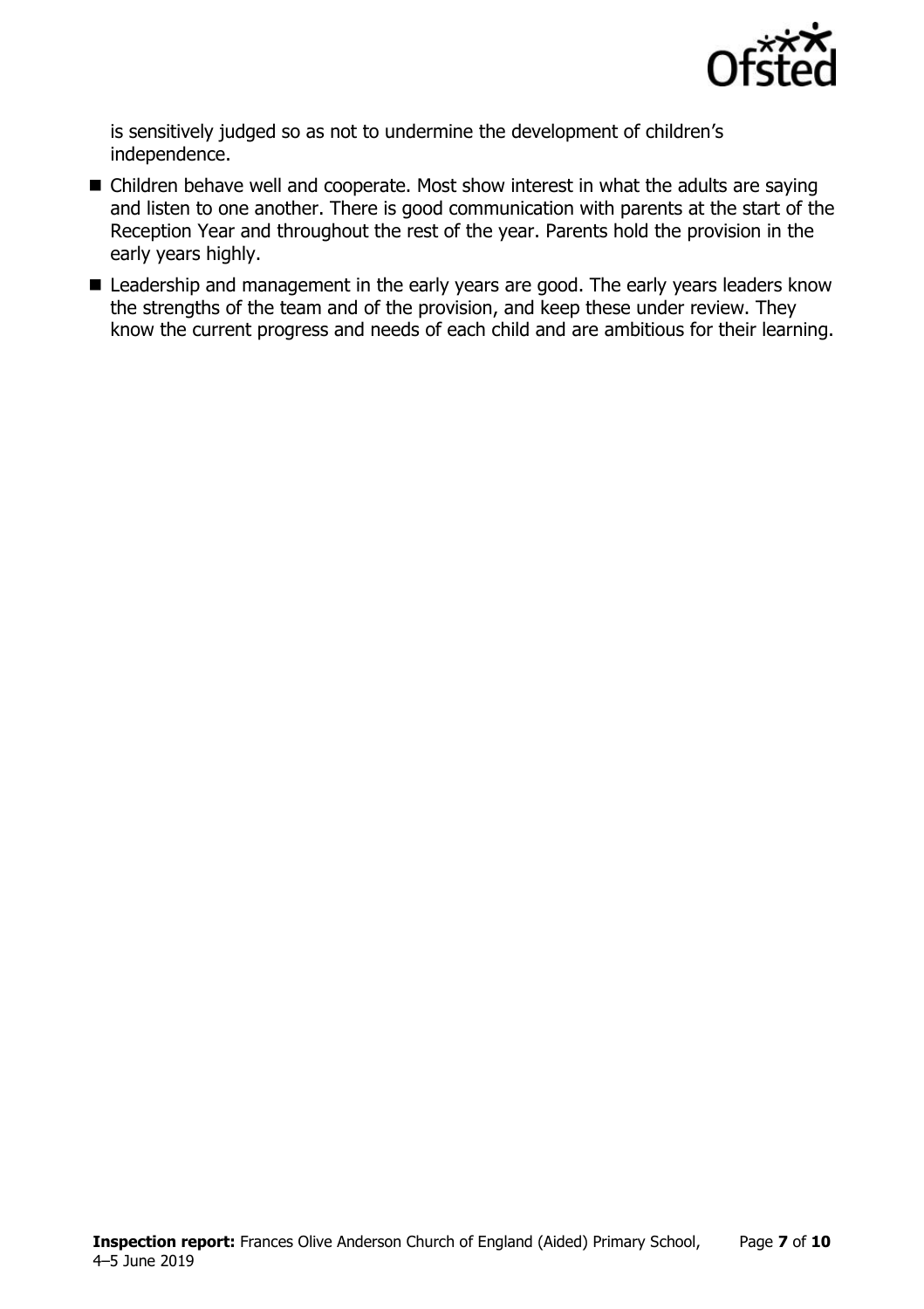is sensitively judged so as not to undermine the development of children's independence.

- Children behave well and cooperate. Most show interest in what the adults are saying and listen to one another. There is good communication with parents at the start of the Reception Year and throughout the rest of the year. Parents hold the provision in the early years highly.
- Leadership and management in the early years are good. The early years leaders know the strengths of the team and of the provision, and keep these under review. They know the current progress and needs of each child and are ambitious for their learning.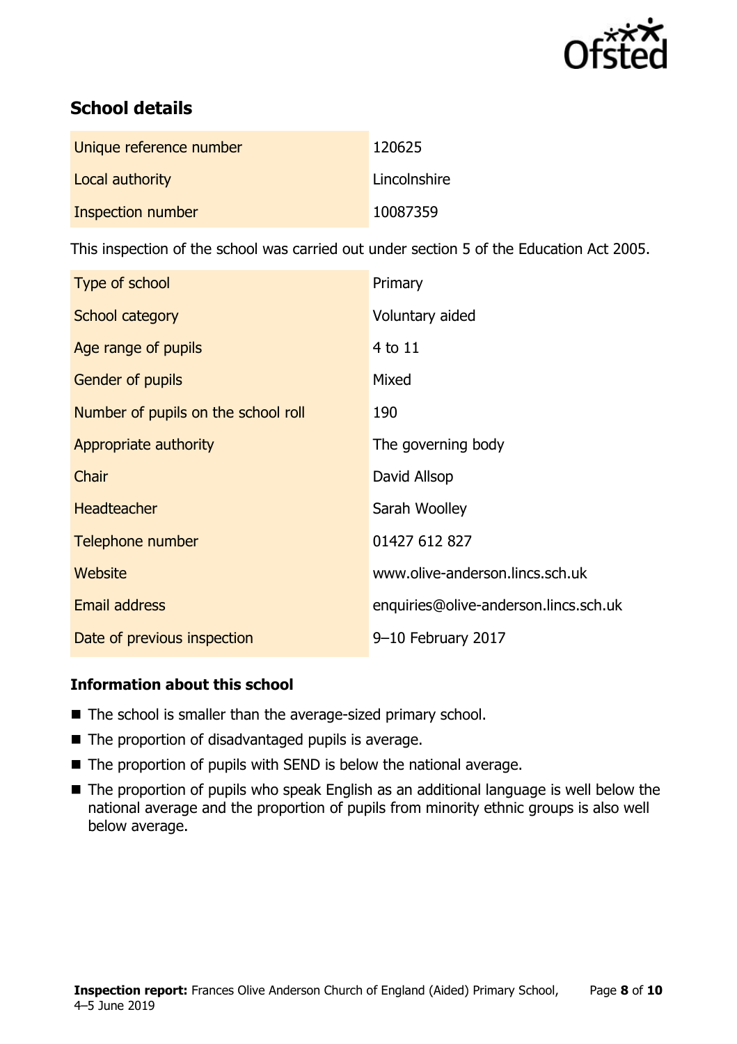## School details

| Unique reference number | 120625 |
| --- | --- |
| Local authority | Lincolnshire |
| Inspection number | 10087359 |

This inspection of the school was carried out under section 5 of the Education Act 2005.

| Type of school | Primary |
| --- | --- |
| School category | Voluntary aided |
| Age range of pupils | 4 to 11 |
| Gender of pupils | Mixed |
| Number of pupils on the school roll | 190 |
| Appropriate authority | The governing body |
| Chair | David Allsop |
| Headteacher | Sarah Woolley |
| Telephone number | 01427 612 827 |
| Website | www.olive-anderson.lincs.sch.uk |
| Email address | enquiries@olive-anderson.lincs.sch.uk |
| Date of previous inspection | 9–10 February 2017 |

### Information about this school

- The school is smaller than the average-sized primary school.
- The proportion of disadvantaged pupils is average.
- The proportion of pupils with SEND is below the national average.
- The proportion of pupils who speak English as an additional language is well below the national average and the proportion of pupils from minority ethnic groups is also well below average.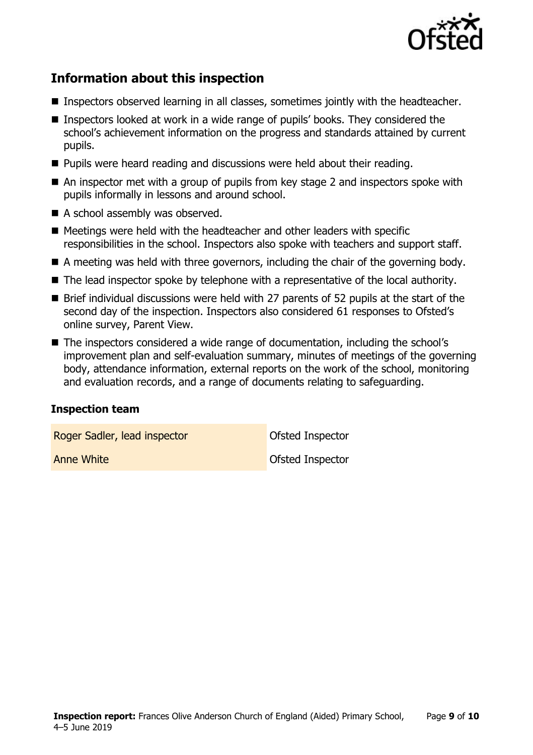## Information about this inspection

- Inspectors observed learning in all classes, sometimes jointly with the headteacher.
- Inspectors looked at work in a wide range of pupils' books. They considered the school's achievement information on the progress and standards attained by current pupils.
- Pupils were heard reading and discussions were held about their reading.
- An inspector met with a group of pupils from key stage 2 and inspectors spoke with pupils informally in lessons and around school.
- A school assembly was observed.
- Meetings were held with the headteacher and other leaders with specific responsibilities in the school. Inspectors also spoke with teachers and support staff.
- A meeting was held with three governors, including the chair of the governing body.
- The lead inspector spoke by telephone with a representative of the local authority.
- Brief individual discussions were held with 27 parents of 52 pupils at the start of the second day of the inspection. Inspectors also considered 61 responses to Ofsted's online survey, Parent View.
- The inspectors considered a wide range of documentation, including the school's improvement plan and self-evaluation summary, minutes of meetings of the governing body, attendance information, external reports on the work of the school, monitoring and evaluation records, and a range of documents relating to safeguarding.

### Inspection team

| | |
|---|---|
| Roger Sadler, lead inspector | Ofsted Inspector |
| Anne White | Ofsted Inspector |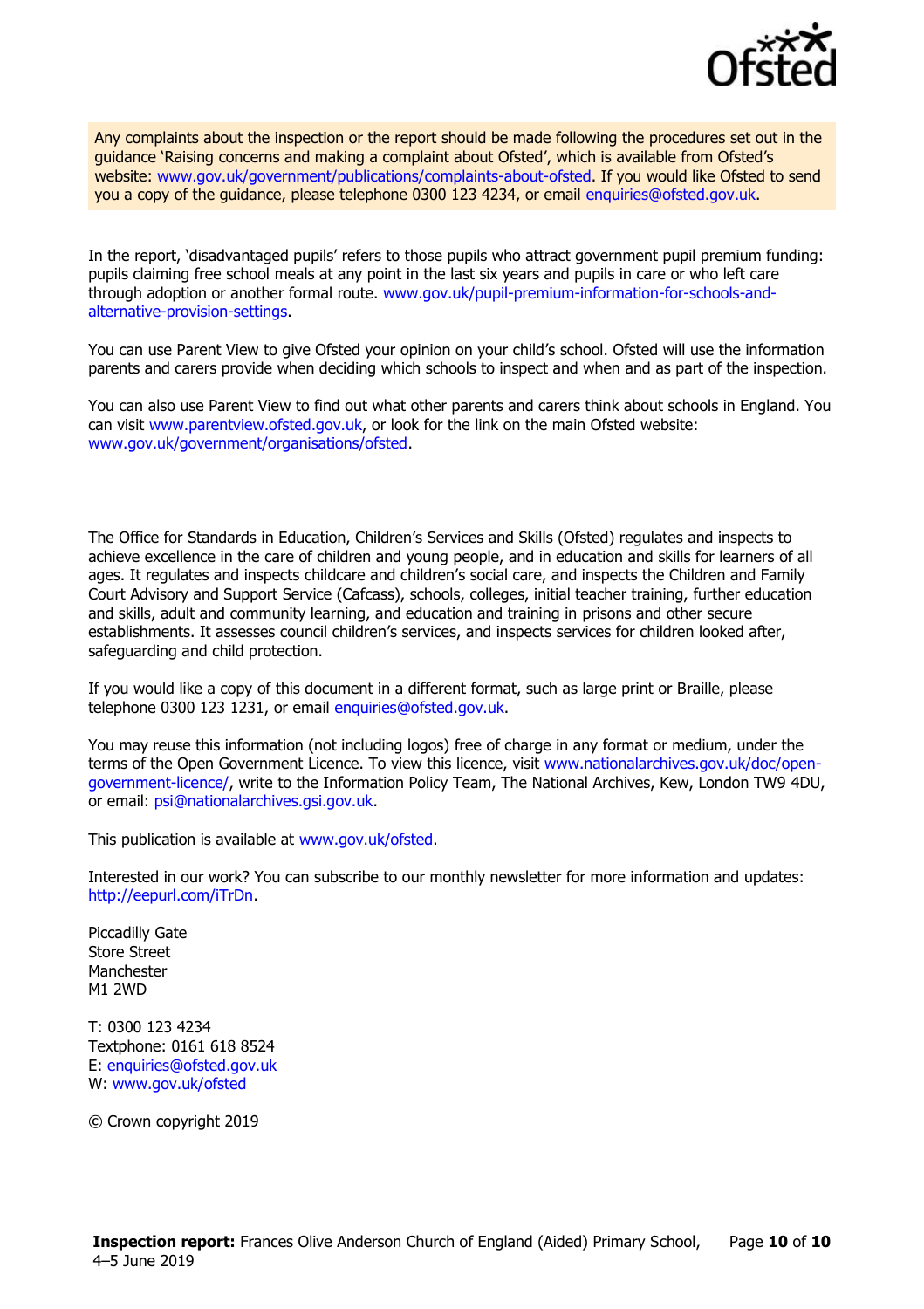Any complaints about the inspection or the report should be made following the procedures set out in the guidance 'Raising concerns and making a complaint about Ofsted', which is available from Ofsted's website: www.gov.uk/government/publications/complaints-about-ofsted. If you would like Ofsted to send you a copy of the guidance, please telephone 0300 123 4234, or email enquiries@ofsted.gov.uk.

In the report, 'disadvantaged pupils' refers to those pupils who attract government pupil premium funding: pupils claiming free school meals at any point in the last six years and pupils in care or who left care through adoption or another formal route. www.gov.uk/pupil-premium-information-for-schools-and-alternative-provision-settings.

You can use Parent View to give Ofsted your opinion on your child's school. Ofsted will use the information parents and carers provide when deciding which schools to inspect and when and as part of the inspection.

You can also use Parent View to find out what other parents and carers think about schools in England. You can visit www.parentview.ofsted.gov.uk, or look for the link on the main Ofsted website: www.gov.uk/government/organisations/ofsted.

The Office for Standards in Education, Children's Services and Skills (Ofsted) regulates and inspects to achieve excellence in the care of children and young people, and in education and skills for learners of all ages. It regulates and inspects childcare and children's social care, and inspects the Children and Family Court Advisory and Support Service (Cafcass), schools, colleges, initial teacher training, further education and skills, adult and community learning, and education and training in prisons and other secure establishments. It assesses council children's services, and inspects services for children looked after, safeguarding and child protection.

If you would like a copy of this document in a different format, such as large print or Braille, please telephone 0300 123 1231, or email enquiries@ofsted.gov.uk.

You may reuse this information (not including logos) free of charge in any format or medium, under the terms of the Open Government Licence. To view this licence, visit www.nationalarchives.gov.uk/doc/open-government-licence/, write to the Information Policy Team, The National Archives, Kew, London TW9 4DU, or email: psi@nationalarchives.gsi.gov.uk.

This publication is available at www.gov.uk/ofsted.

Interested in our work? You can subscribe to our monthly newsletter for more information and updates: http://eepurl.com/iTrDn.

Piccadilly Gate
Store Street
Manchester
M1 2WD

T: 0300 123 4234
Textphone: 0161 618 8524
E: enquiries@ofsted.gov.uk
W: www.gov.uk/ofsted

© Crown copyright 2019